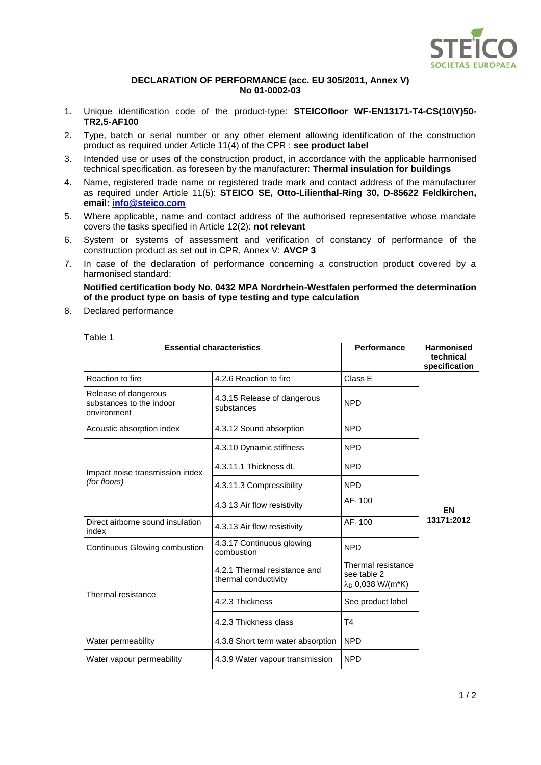**DECLARATION OF PERFORMANCE (acc. EU 305/2011, Annex V)**
**No 01-0002-03**

1. Unique identification code of the product-type: **STEICOfloor WF-EN13171-T4-CS(10\Y)50-TR2,5-AF100**
2. Type, batch or serial number or any other element allowing identification of the construction product as required under Article 11(4) of the CPR : **see product label**
3. Intended use or uses of the construction product, in accordance with the applicable harmonised technical specification, as foreseen by the manufacturer: **Thermal insulation for buildings**
4. Name, registered trade name or registered trade mark and contact address of the manufacturer as required under Article 11(5): **STEICO SE, Otto-Lilienthal-Ring 30, D-85622 Feldkirchen, email: [info@steico.com](mailto:info@steico.com)**
5. Where applicable, name and contact address of the authorised representative whose mandate covers the tasks specified in Article 12(2): **not relevant**
6. System or systems of assessment and verification of constancy of performance of the construction product as set out in CPR, Annex V: **AVCP 3**
7. In case of the declaration of performance concerning a construction product covered by a harmonised standard:

   **Notified certification body No. 0432 MPA Nordrhein-Westfalen performed the determination of the product type on basis of type testing and type calculation**

8. Declared performance

Table 1

| Essential characteristics | | Performance | Harmonised technical specification |
|---|---|---|---|
| Reaction to fire | 4.2.6 Reaction to fire | Class E | EN 13171:2012 |
| Release of dangerous substances to the indoor environment | 4.3.15 Release of dangerous substances | NPD | |
| Acoustic absorption index | 4.3.12 Sound absorption | NPD | |
| Impact noise transmission index *(for floors)* | 4.3.10 Dynamic stiffness | NPD | |
| | 4.3.11.1 Thickness dL | NPD | |
| | 4.3.11.3 Compressibility | NPD | |
| | 4.3 13 Air flow resistivity | $AF_r$ 100 | |
| Direct airborne sound insulation index | 4.3.13 Air flow resistivity | $AF_r$ 100 | |
| Continuous Glowing combustion | 4.3.17 Continuous glowing combustion | NPD | |
| Thermal resistance | 4.2.1 Thermal resistance and thermal conductivity | Thermal resistance see table 2 $\lambda_D$ 0,038 W/(m*K) | |
| | 4.2.3 Thickness | See product label | |
| | 4.2.3 Thickness class | T4 | |
| Water permeability | 4.3.8 Short term water absorption | NPD | |
| Water vapour permeability | 4.3.9 Water vapour transmission | NPD | |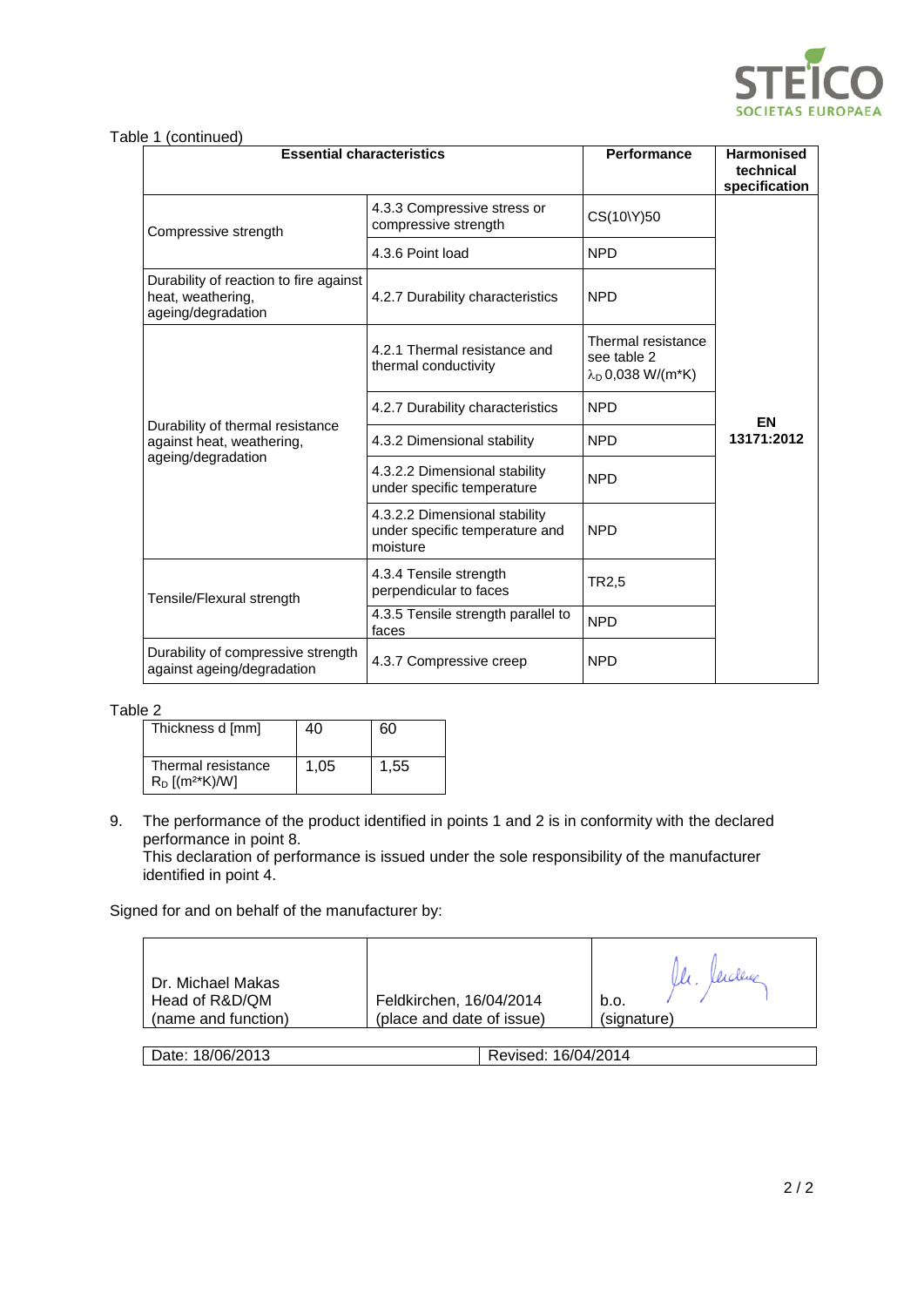Table 1 (continued)

| Essential characteristics | | Performance | Harmonised technical specification |
|---|---|---|---|
| Compressive strength | 4.3.3 Compressive stress or compressive strength | CS(10\Y)50 | EN 13171:2012 |
| | 4.3.6 Point load | NPD | |
| Durability of reaction to fire against heat, weathering, ageing/degradation | 4.2.7 Durability characteristics | NPD | |
| Durability of thermal resistance against heat, weathering, ageing/degradation | 4.2.1 Thermal resistance and thermal conductivity | Thermal resistance see table 2 $\lambda_D$ 0,038 W/(m*K) | |
| | 4.2.7 Durability characteristics | NPD | |
| | 4.3.2 Dimensional stability | NPD | |
| | 4.3.2.2 Dimensional stability under specific temperature | NPD | |
| | 4.3.2.2 Dimensional stability under specific temperature and moisture | NPD | |
| Tensile/Flexural strength | 4.3.4 Tensile strength perpendicular to faces | TR2,5 | |
| | 4.3.5 Tensile strength parallel to faces | NPD | |
| Durability of compressive strength against ageing/degradation | 4.3.7 Compressive creep | NPD | |

Table 2

| Thickness d [mm] | 40 | 60 |
|---|---|---|
| Thermal resistance $R_D$ [(m²*K)/W] | 1,05 | 1,55 |

9. The performance of the product identified in points 1 and 2 is in conformity with the declared performance in point 8.
   This declaration of performance is issued under the sole responsibility of the manufacturer identified in point 4.

Signed for and on behalf of the manufacturer by:

| | | |
|---|---|---|
| Dr. Michael Makas<br>Head of R&D/QM<br>(name and function) | Feldkirchen, 16/04/2014<br>(place and date of issue) | b.o.<br>(signature) |

| | |
|---|---|
| Date: 18/06/2013 | Revised: 16/04/2014 |